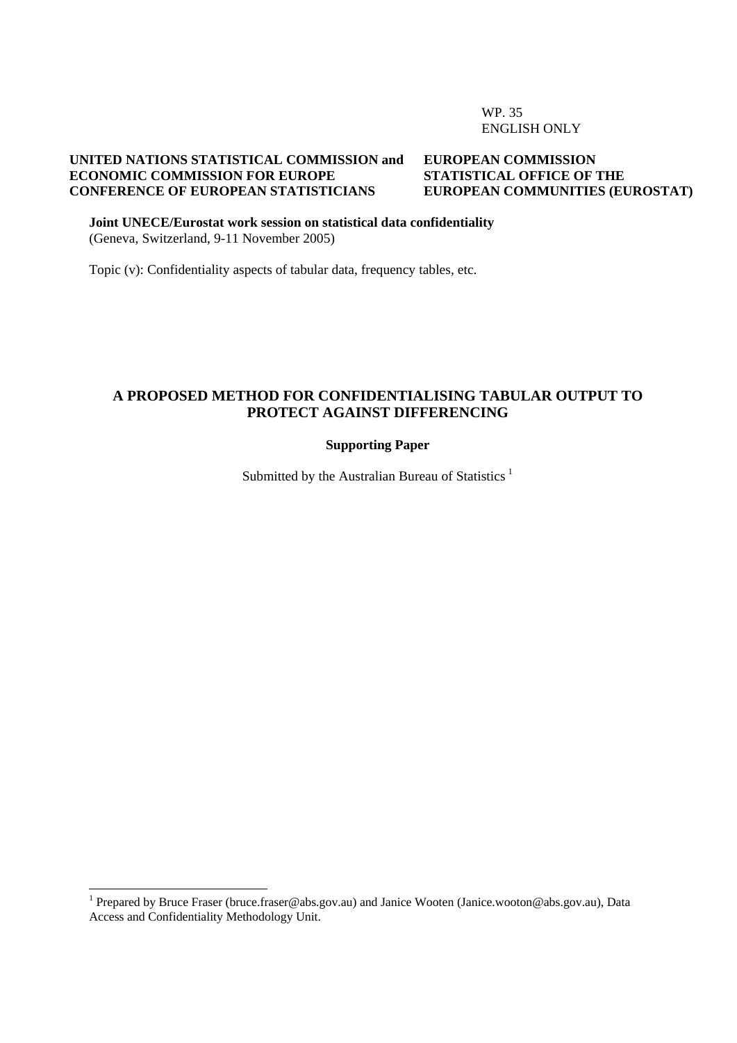WP. 35
ENGLISH ONLY

**UNITED NATIONS STATISTICAL COMMISSION and ECONOMIC COMMISSION FOR EUROPE CONFERENCE OF EUROPEAN STATISTICIANS**

**EUROPEAN COMMISSION STATISTICAL OFFICE OF THE EUROPEAN COMMUNITIES (EUROSTAT)**

**Joint UNECE/Eurostat work session on statistical data confidentiality**
(Geneva, Switzerland, 9-11 November 2005)

Topic (v): Confidentiality aspects of tabular data, frequency tables, etc.

# A PROPOSED METHOD FOR CONFIDENTIALISING TABULAR OUTPUT TO PROTECT AGAINST DIFFERENCING

**Supporting Paper**

Submitted by the Australian Bureau of Statistics [1]

---

[1] Prepared by Bruce Fraser (bruce.fraser@abs.gov.au) and Janice Wooten (Janice.wooton@abs.gov.au), Data Access and Confidentiality Methodology Unit.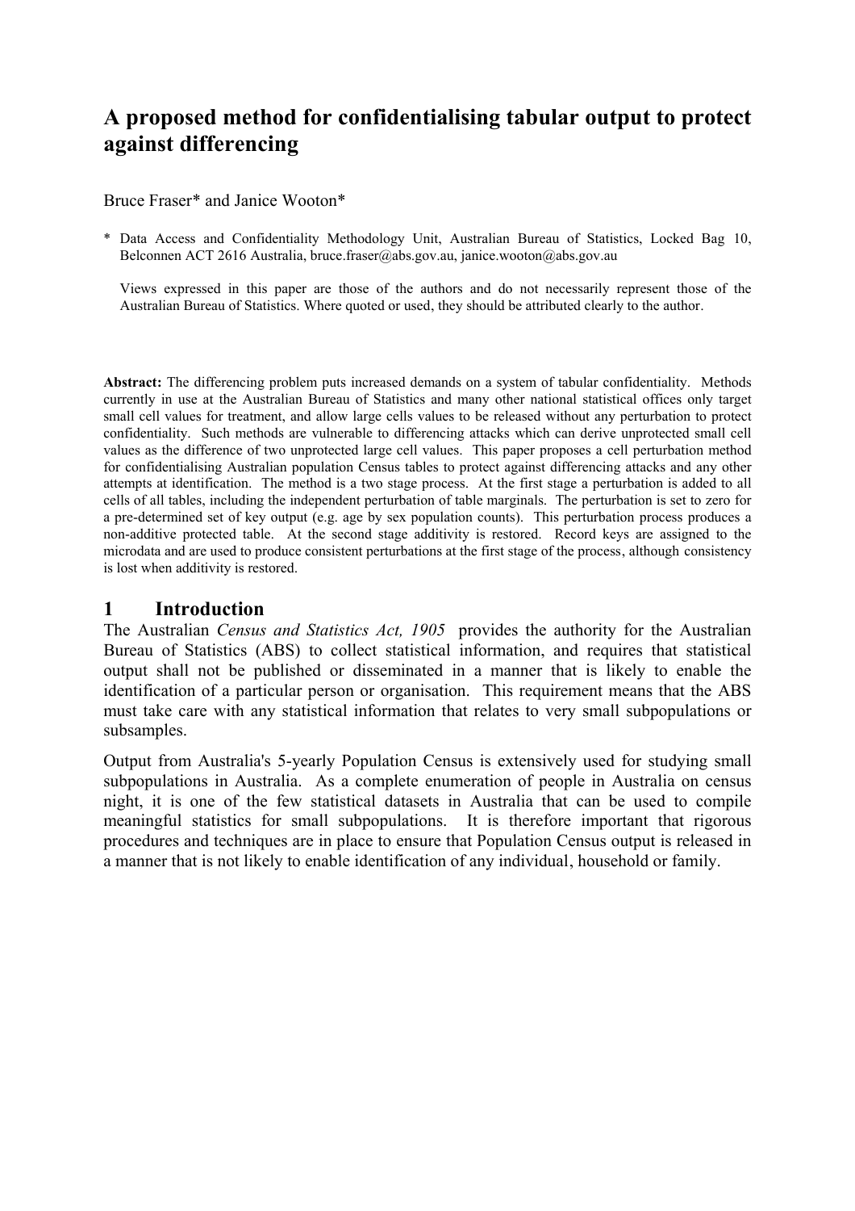# A proposed method for confidentialising tabular output to protect against differencing

Bruce Fraser* and Janice Wooton*

\* Data Access and Confidentiality Methodology Unit, Australian Bureau of Statistics, Locked Bag 10, Belconnen ACT 2616 Australia, bruce.fraser@abs.gov.au, janice.wooton@abs.gov.au

Views expressed in this paper are those of the authors and do not necessarily represent those of the Australian Bureau of Statistics. Where quoted or used, they should be attributed clearly to the author.

**Abstract:** The differencing problem puts increased demands on a system of tabular confidentiality. Methods currently in use at the Australian Bureau of Statistics and many other national statistical offices only target small cell values for treatment, and allow large cells values to be released without any perturbation to protect confidentiality. Such methods are vulnerable to differencing attacks which can derive unprotected small cell values as the difference of two unprotected large cell values. This paper proposes a cell perturbation method for confidentialising Australian population Census tables to protect against differencing attacks and any other attempts at identification. The method is a two stage process. At the first stage a perturbation is added to all cells of all tables, including the independent perturbation of table marginals. The perturbation is set to zero for a pre-determined set of key output (e.g. age by sex population counts). This perturbation process produces a non-additive protected table. At the second stage additivity is restored. Record keys are assigned to the microdata and are used to produce consistent perturbations at the first stage of the process, although consistency is lost when additivity is restored.

## 1 Introduction

The Australian *Census and Statistics Act, 1905* provides the authority for the Australian Bureau of Statistics (ABS) to collect statistical information, and requires that statistical output shall not be published or disseminated in a manner that is likely to enable the identification of a particular person or organisation. This requirement means that the ABS must take care with any statistical information that relates to very small subpopulations or subsamples.

Output from Australia's 5-yearly Population Census is extensively used for studying small subpopulations in Australia. As a complete enumeration of people in Australia on census night, it is one of the few statistical datasets in Australia that can be used to compile meaningful statistics for small subpopulations. It is therefore important that rigorous procedures and techniques are in place to ensure that Population Census output is released in a manner that is not likely to enable identification of any individual, household or family.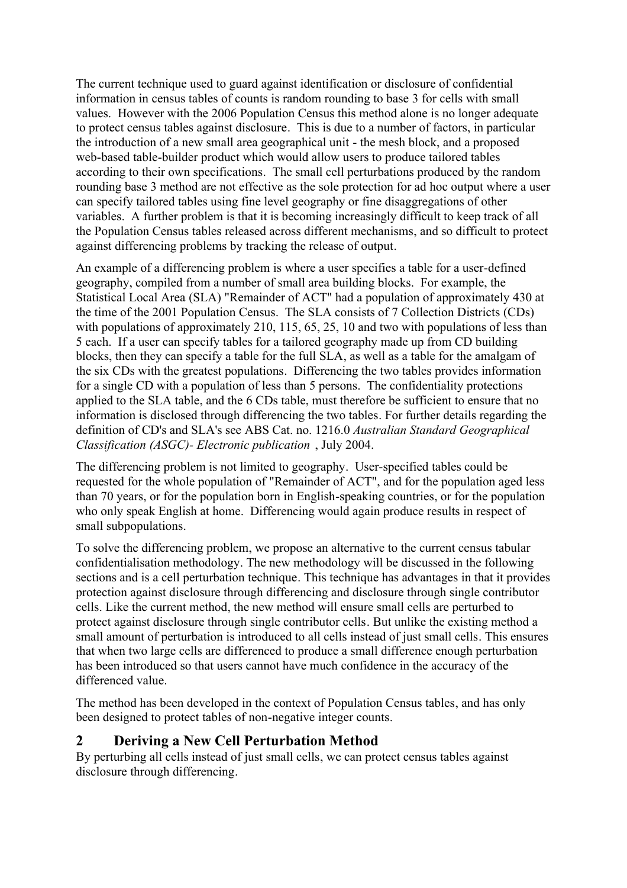The current technique used to guard against identification or disclosure of confidential information in census tables of counts is random rounding to base 3 for cells with small values. However with the 2006 Population Census this method alone is no longer adequate to protect census tables against disclosure. This is due to a number of factors, in particular the introduction of a new small area geographical unit - the mesh block, and a proposed web-based table-builder product which would allow users to produce tailored tables according to their own specifications. The small cell perturbations produced by the random rounding base 3 method are not effective as the sole protection for ad hoc output where a user can specify tailored tables using fine level geography or fine disaggregations of other variables. A further problem is that it is becoming increasingly difficult to keep track of all the Population Census tables released across different mechanisms, and so difficult to protect against differencing problems by tracking the release of output.

An example of a differencing problem is where a user specifies a table for a user-defined geography, compiled from a number of small area building blocks. For example, the Statistical Local Area (SLA) "Remainder of ACT" had a population of approximately 430 at the time of the 2001 Population Census. The SLA consists of 7 Collection Districts (CDs) with populations of approximately 210, 115, 65, 25, 10 and two with populations of less than 5 each. If a user can specify tables for a tailored geography made up from CD building blocks, then they can specify a table for the full SLA, as well as a table for the amalgam of the six CDs with the greatest populations. Differencing the two tables provides information for a single CD with a population of less than 5 persons. The confidentiality protections applied to the SLA table, and the 6 CDs table, must therefore be sufficient to ensure that no information is disclosed through differencing the two tables. For further details regarding the definition of CD's and SLA's see ABS Cat. no. 1216.0 *Australian Standard Geographical Classification (ASGC)- Electronic publication* , July 2004.

The differencing problem is not limited to geography. User-specified tables could be requested for the whole population of "Remainder of ACT", and for the population aged less than 70 years, or for the population born in English-speaking countries, or for the population who only speak English at home. Differencing would again produce results in respect of small subpopulations.

To solve the differencing problem, we propose an alternative to the current census tabular confidentialisation methodology. The new methodology will be discussed in the following sections and is a cell perturbation technique. This technique has advantages in that it provides protection against disclosure through differencing and disclosure through single contributor cells. Like the current method, the new method will ensure small cells are perturbed to protect against disclosure through single contributor cells. But unlike the existing method a small amount of perturbation is introduced to all cells instead of just small cells. This ensures that when two large cells are differenced to produce a small difference enough perturbation has been introduced so that users cannot have much confidence in the accuracy of the differenced value.

The method has been developed in the context of Population Census tables, and has only been designed to protect tables of non-negative integer counts.

## 2 Deriving a New Cell Perturbation Method

By perturbing all cells instead of just small cells, we can protect census tables against disclosure through differencing.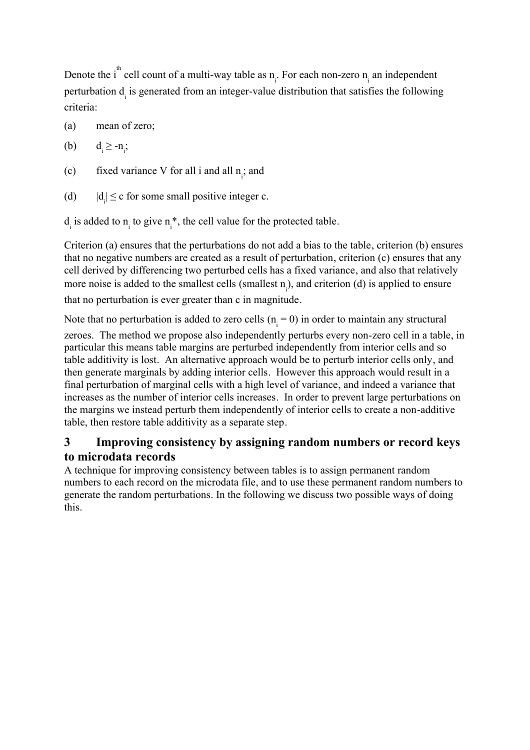Denote the $i^{th}$ cell count of a multi-way table as $n_i$. For each non-zero $n_i$ an independent perturbation $d_i$ is generated from an integer-value distribution that satisfies the following criteria:

(a) mean of zero;

(b) $d_i \geq -n_i$;

(c) fixed variance V for all i and all $n_i$; and

(d) $|d_i| \leq c$ for some small positive integer c.

$d_i$ is added to $n_i$ to give $n_i$*, the cell value for the protected table.

Criterion (a) ensures that the perturbations do not add a bias to the table, criterion (b) ensures that no negative numbers are created as a result of perturbation, criterion (c) ensures that any cell derived by differencing two perturbed cells has a fixed variance, and also that relatively more noise is added to the smallest cells (smallest $n_i$), and criterion (d) is applied to ensure that no perturbation is ever greater than c in magnitude.

Note that no perturbation is added to zero cells ($n_i = 0$) in order to maintain any structural zeroes. The method we propose also independently perturbs every non-zero cell in a table, in particular this means table margins are perturbed independently from interior cells and so table additivity is lost. An alternative approach would be to perturb interior cells only, and then generate marginals by adding interior cells. However this approach would result in a final perturbation of marginal cells with a high level of variance, and indeed a variance that increases as the number of interior cells increases. In order to prevent large perturbations on the margins we instead perturb them independently of interior cells to create a non-additive table, then restore table additivity as a separate step.

## 3 Improving consistency by assigning random numbers or record keys to microdata records

A technique for improving consistency between tables is to assign permanent random numbers to each record on the microdata file, and to use these permanent random numbers to generate the random perturbations. In the following we discuss two possible ways of doing this.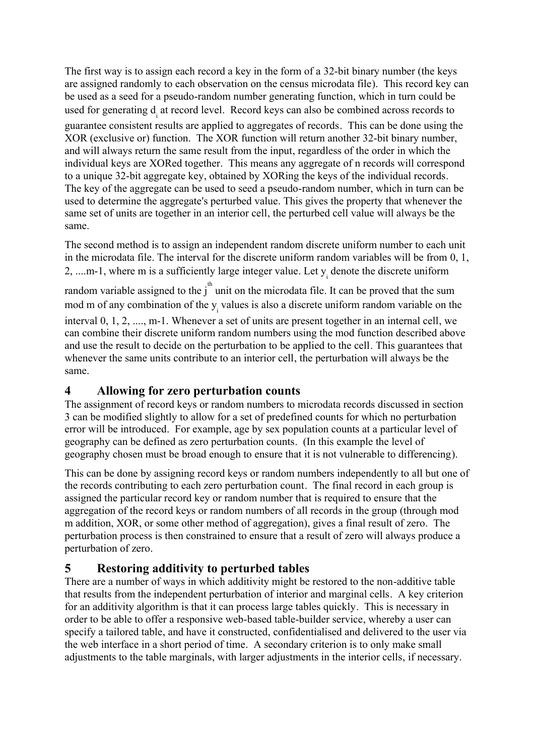The first way is to assign each record a key in the form of a 32-bit binary number (the keys are assigned randomly to each observation on the census microdata file). This record key can be used as a seed for a pseudo-random number generating function, which in turn could be used for generating $d_i$ at record level. Record keys can also be combined across records to guarantee consistent results are applied to aggregates of records. This can be done using the XOR (exclusive or) function. The XOR function will return another 32-bit binary number, and will always return the same result from the input, regardless of the order in which the individual keys are XORed together. This means any aggregate of n records will correspond to a unique 32-bit aggregate key, obtained by XORing the keys of the individual records. The key of the aggregate can be used to seed a pseudo-random number, which in turn can be used to determine the aggregate's perturbed value. This gives the property that whenever the same set of units are together in an interior cell, the perturbed cell value will always be the same.

The second method is to assign an independent random discrete uniform number to each unit in the microdata file. The interval for the discrete uniform random variables will be from 0, 1, 2, ....m-1, where m is a sufficiently large integer value. Let $y_i$ denote the discrete uniform random variable assigned to the $j^{th}$ unit on the microdata file. It can be proved that the sum mod m of any combination of the $y_i$ values is also a discrete uniform random variable on the interval 0, 1, 2, ...., m-1. Whenever a set of units are present together in an internal cell, we can combine their discrete uniform random numbers using the mod function described above and use the result to decide on the perturbation to be applied to the cell. This guarantees that whenever the same units contribute to an interior cell, the perturbation will always be the same.

## 4 Allowing for zero perturbation counts

The assignment of record keys or random numbers to microdata records discussed in section 3 can be modified slightly to allow for a set of predefined counts for which no perturbation error will be introduced. For example, age by sex population counts at a particular level of geography can be defined as zero perturbation counts. (In this example the level of geography chosen must be broad enough to ensure that it is not vulnerable to differencing).

This can be done by assigning record keys or random numbers independently to all but one of the records contributing to each zero perturbation count. The final record in each group is assigned the particular record key or random number that is required to ensure that the aggregation of the record keys or random numbers of all records in the group (through mod m addition, XOR, or some other method of aggregation), gives a final result of zero. The perturbation process is then constrained to ensure that a result of zero will always produce a perturbation of zero.

## 5 Restoring additivity to perturbed tables

There are a number of ways in which additivity might be restored to the non-additive table that results from the independent perturbation of interior and marginal cells. A key criterion for an additivity algorithm is that it can process large tables quickly. This is necessary in order to be able to offer a responsive web-based table-builder service, whereby a user can specify a tailored table, and have it constructed, confidentialised and delivered to the user via the web interface in a short period of time. A secondary criterion is to only make small adjustments to the table marginals, with larger adjustments in the interior cells, if necessary.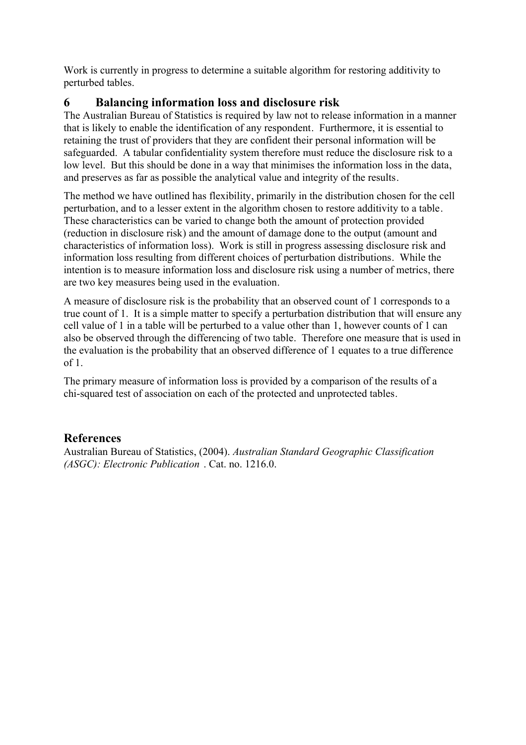Work is currently in progress to determine a suitable algorithm for restoring additivity to perturbed tables.

## 6 Balancing information loss and disclosure risk

The Australian Bureau of Statistics is required by law not to release information in a manner that is likely to enable the identification of any respondent. Furthermore, it is essential to retaining the trust of providers that they are confident their personal information will be safeguarded. A tabular confidentiality system therefore must reduce the disclosure risk to a low level. But this should be done in a way that minimises the information loss in the data, and preserves as far as possible the analytical value and integrity of the results.

The method we have outlined has flexibility, primarily in the distribution chosen for the cell perturbation, and to a lesser extent in the algorithm chosen to restore additivity to a table. These characteristics can be varied to change both the amount of protection provided (reduction in disclosure risk) and the amount of damage done to the output (amount and characteristics of information loss). Work is still in progress assessing disclosure risk and information loss resulting from different choices of perturbation distributions. While the intention is to measure information loss and disclosure risk using a number of metrics, there are two key measures being used in the evaluation.

A measure of disclosure risk is the probability that an observed count of 1 corresponds to a true count of 1. It is a simple matter to specify a perturbation distribution that will ensure any cell value of 1 in a table will be perturbed to a value other than 1, however counts of 1 can also be observed through the differencing of two table. Therefore one measure that is used in the evaluation is the probability that an observed difference of 1 equates to a true difference of 1.

The primary measure of information loss is provided by a comparison of the results of a chi-squared test of association on each of the protected and unprotected tables.

## References

Australian Bureau of Statistics, (2004). *Australian Standard Geographic Classification (ASGC): Electronic Publication* . Cat. no. 1216.0.